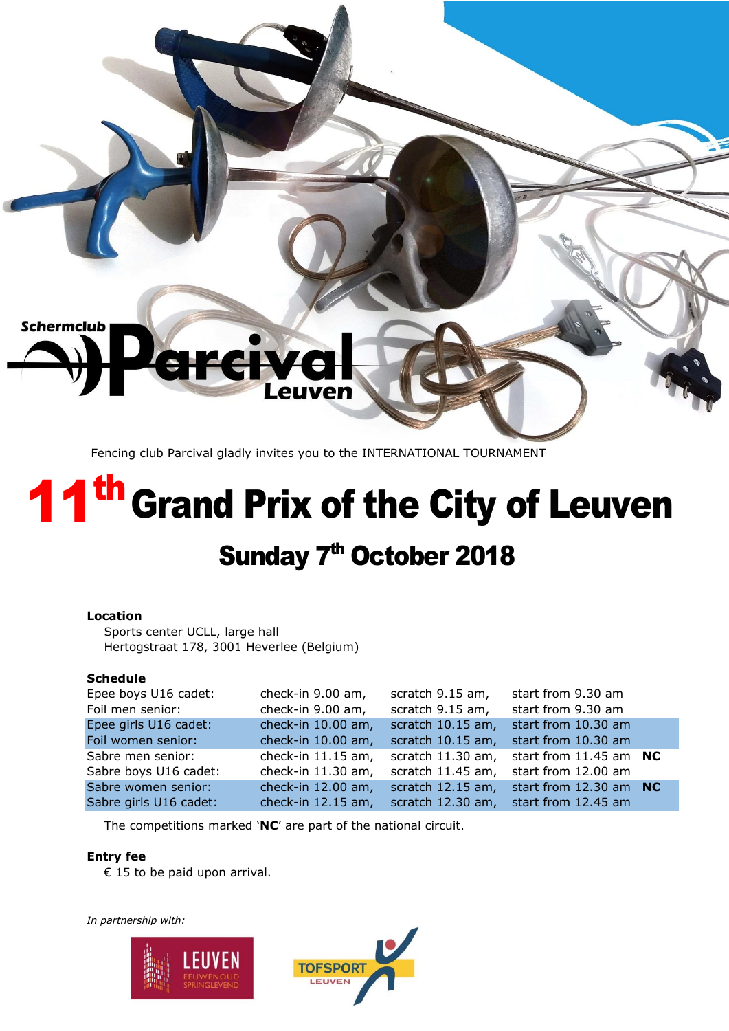Schermclub **Parcival** Leuven

Fencing club Parcival gladly invites you to the INTERNATIONAL TOURNAMENT

# 11th Grand Prix of the City of Leuven

## Sunday 7th October 2018

**Location**

Sports center UCLL, large hall
Hertogstraat 178, 3001 Heverlee (Belgium)

**Schedule**

| | | | | |
|---|---|---|---|---|
| Epee boys U16 cadet: | check-in 9.00 am, | scratch 9.15 am, | start from 9.30 am | |
| Foil men senior: | check-in 9.00 am, | scratch 9.15 am, | start from 9.30 am | |
| Epee girls U16 cadet: | check-in 10.00 am, | scratch 10.15 am, | start from 10.30 am | |
| Foil women senior: | check-in 10.00 am, | scratch 10.15 am, | start from 10.30 am | |
| Sabre men senior: | check-in 11.15 am, | scratch 11.30 am, | start from 11.45 am | **NC** |
| Sabre boys U16 cadet: | check-in 11.30 am, | scratch 11.45 am, | start from 12.00 am | |
| Sabre women senior: | check-in 12.00 am, | scratch 12.15 am, | start from 12.30 am | **NC** |
| Sabre girls U16 cadet: | check-in 12.15 am, | scratch 12.30 am, | start from 12.45 am | |

The competitions marked '**NC**' are part of the national circuit.

**Entry fee**

€ 15 to be paid upon arrival.

*In partnership with:*

LEUVEN EEUWENOUD SPRINGLEVEND

TOFSPORT LEUVEN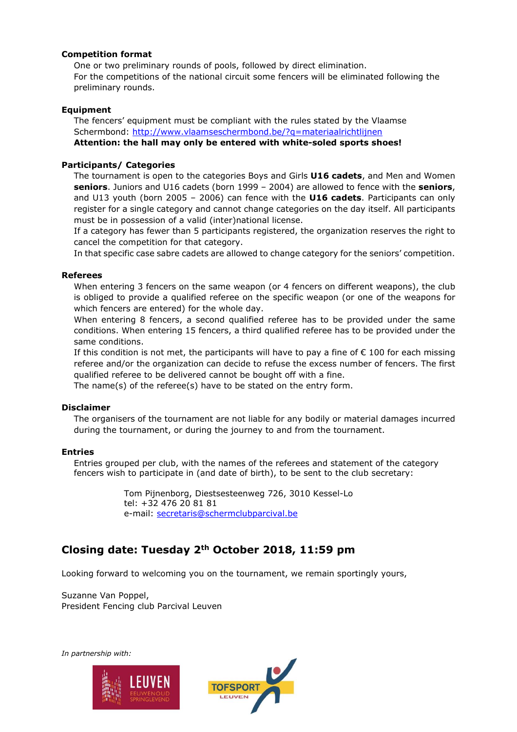**Competition format**

One or two preliminary rounds of pools, followed by direct elimination.
For the competitions of the national circuit some fencers will be eliminated following the preliminary rounds.

**Equipment**

The fencers' equipment must be compliant with the rules stated by the Vlaamse Schermbond: http://www.vlaamseschermbond.be/?q=materiaalrichtlijnen
**Attention: the hall may only be entered with white-soled sports shoes!**

**Participants/ Categories**

The tournament is open to the categories Boys and Girls **U16 cadets**, and Men and Women **seniors**. Juniors and U16 cadets (born 1999 – 2004) are allowed to fence with the **seniors**, and U13 youth (born 2005 – 2006) can fence with the **U16 cadets**. Participants can only register for a single category and cannot change categories on the day itself. All participants must be in possession of a valid (inter)national license.
If a category has fewer than 5 participants registered, the organization reserves the right to cancel the competition for that category.
In that specific case sabre cadets are allowed to change category for the seniors' competition.

**Referees**

When entering 3 fencers on the same weapon (or 4 fencers on different weapons), the club is obliged to provide a qualified referee on the specific weapon (or one of the weapons for which fencers are entered) for the whole day.
When entering 8 fencers, a second qualified referee has to be provided under the same conditions. When entering 15 fencers, a third qualified referee has to be provided under the same conditions.
If this condition is not met, the participants will have to pay a fine of € 100 for each missing referee and/or the organization can decide to refuse the excess number of fencers. The first qualified referee to be delivered cannot be bought off with a fine.
The name(s) of the referee(s) have to be stated on the entry form.

**Disclaimer**

The organisers of the tournament are not liable for any bodily or material damages incurred during the tournament, or during the journey to and from the tournament.

**Entries**

Entries grouped per club, with the names of the referees and statement of the category fencers wish to participate in (and date of birth), to be sent to the club secretary:

Tom Pijnenborg, Diestsesteenweg 726, 3010 Kessel-Lo
tel: +32 476 20 81 81
e-mail: secretaris@schermclubparcival.be

## Closing date: Tuesday 2th October 2018, 11:59 pm

Looking forward to welcoming you on the tournament, we remain sportingly yours,

Suzanne Van Poppel,
President Fencing club Parcival Leuven

*In partnership with:*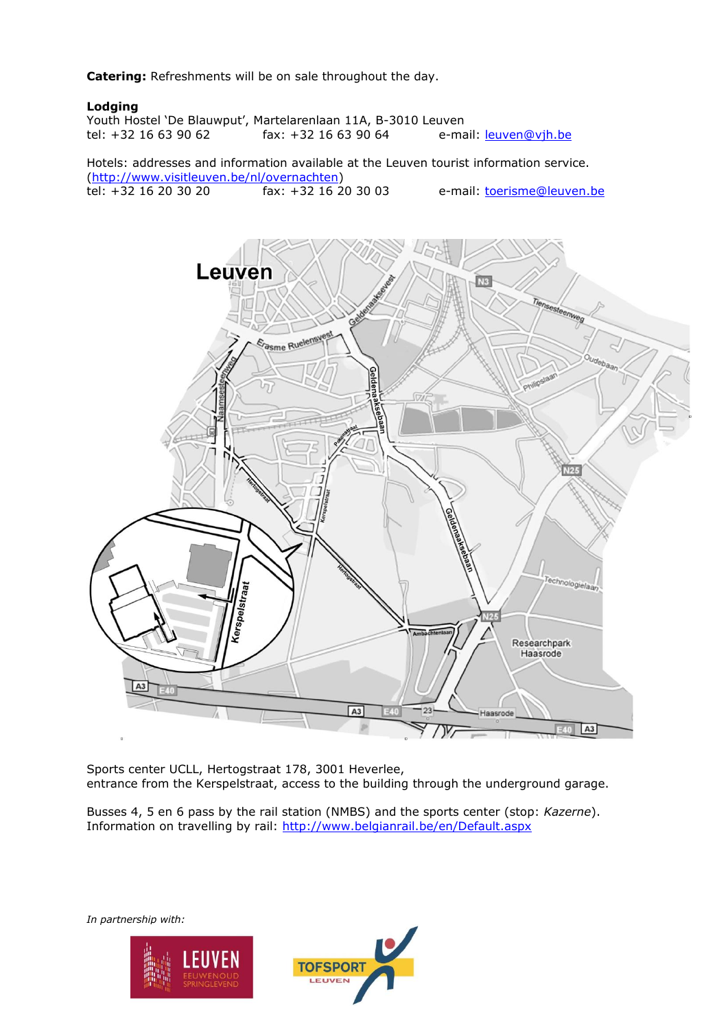**Catering:** Refreshments will be on sale throughout the day.

**Lodging**

Youth Hostel 'De Blauwput', Martelarenlaan 11A, B-3010 Leuven
tel: +32 16 63 90 62 fax: +32 16 63 90 64 e-mail: leuven@vjh.be

Hotels: addresses and information available at the Leuven tourist information service. (http://www.visitleuven.be/nl/overnachten)
tel: +32 16 20 30 20 fax: +32 16 20 30 03 e-mail: toerisme@leuven.be

Sports center UCLL, Hertogstraat 178, 3001 Heverlee,
entrance from the Kerspelstraat, access to the building through the underground garage.

Busses 4, 5 en 6 pass by the rail station (NMBS) and the sports center (stop: *Kazerne*).
Information on travelling by rail: http://www.belgianrail.be/en/Default.aspx

*In partnership with:*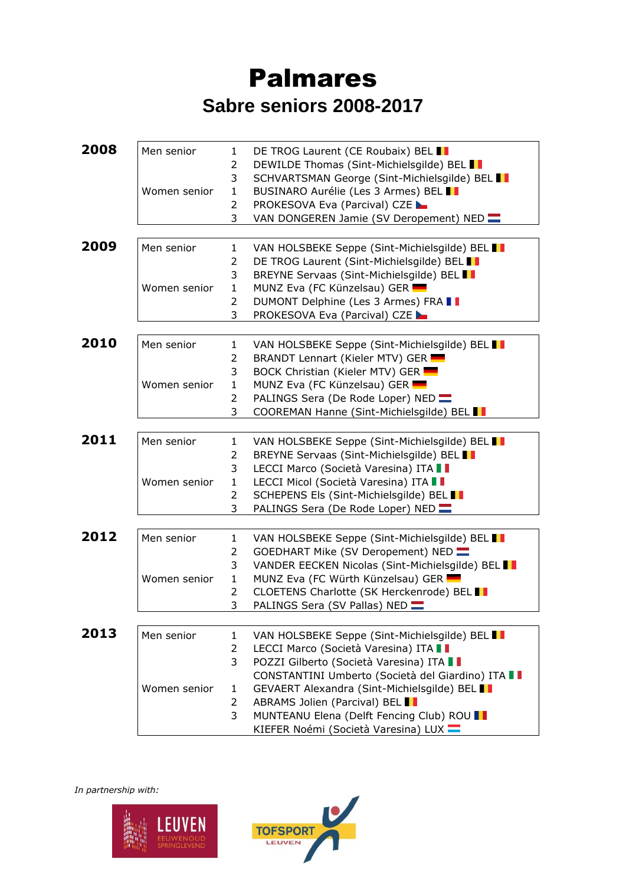# Palmares

## Sabre seniors 2008-2017

| Year | Category | Rank | Name |
|---|---|---|---|
| **2008** | Men senior | 1 | DE TROG Laurent (CE Roubaix) BEL |
| | | 2 | DEWILDE Thomas (Sint-Michielsgilde) BEL |
| | | 3 | SCHVARTSMAN George (Sint-Michielsgilde) BEL |
| | Women senior | 1 | BUSINARO Aurélie (Les 3 Armes) BEL |
| | | 2 | PROKESOVA Eva (Parcival) CZE |
| | | 3 | VAN DONGEREN Jamie (SV Deropement) NED |
| **2009** | Men senior | 1 | VAN HOLSBEKE Seppe (Sint-Michielsgilde) BEL |
| | | 2 | DE TROG Laurent (Sint-Michielsgilde) BEL |
| | | 3 | BREYNE Servaas (Sint-Michielsgilde) BEL |
| | Women senior | 1 | MUNZ Eva (FC Künzelsau) GER |
| | | 2 | DUMONT Delphine (Les 3 Armes) FRA |
| | | 3 | PROKESOVA Eva (Parcival) CZE |
| **2010** | Men senior | 1 | VAN HOLSBEKE Seppe (Sint-Michielsgilde) BEL |
| | | 2 | BRANDT Lennart (Kieler MTV) GER |
| | | 3 | BOCK Christian (Kieler MTV) GER |
| | Women senior | 1 | MUNZ Eva (FC Künzelsau) GER |
| | | 2 | PALINGS Sera (De Rode Loper) NED |
| | | 3 | COOREMAN Hanne (Sint-Michielsgilde) BEL |
| **2011** | Men senior | 1 | VAN HOLSBEKE Seppe (Sint-Michielsgilde) BEL |
| | | 2 | BREYNE Servaas (Sint-Michielsgilde) BEL |
| | | 3 | LECCI Marco (Società Varesina) ITA |
| | Women senior | 1 | LECCI Micol (Società Varesina) ITA |
| | | 2 | SCHEPENS Els (Sint-Michielsgilde) BEL |
| | | 3 | PALINGS Sera (De Rode Loper) NED |
| **2012** | Men senior | 1 | VAN HOLSBEKE Seppe (Sint-Michielsgilde) BEL |
| | | 2 | GOEDHART Mike (SV Deropement) NED |
| | | 3 | VANDER EECKEN Nicolas (Sint-Michielsgilde) BEL |
| | Women senior | 1 | MUNZ Eva (FC Würth Künzelsau) GER |
| | | 2 | CLOETENS Charlotte (SK Herckenrode) BEL |
| | | 3 | PALINGS Sera (SV Pallas) NED |
| **2013** | Men senior | 1 | VAN HOLSBEKE Seppe (Sint-Michielsgilde) BEL |
| | | 2 | LECCI Marco (Società Varesina) ITA |
| | | 3 | POZZI Gilberto (Società Varesina) ITA |
| | | | CONSTANTINI Umberto (Società del Giardino) ITA |
| | Women senior | 1 | GEVAERT Alexandra (Sint-Michielsgilde) BEL |
| | | 2 | ABRAMS Jolien (Parcival) BEL |
| | | 3 | MUNTEANU Elena (Delft Fencing Club) ROU |
| | | | KIEFER Noémi (Società Varesina) LUX |

*In partnership with:*

LEUVEN EEUWENOUD SPRINGLEVEND

TOFSPORT LEUVEN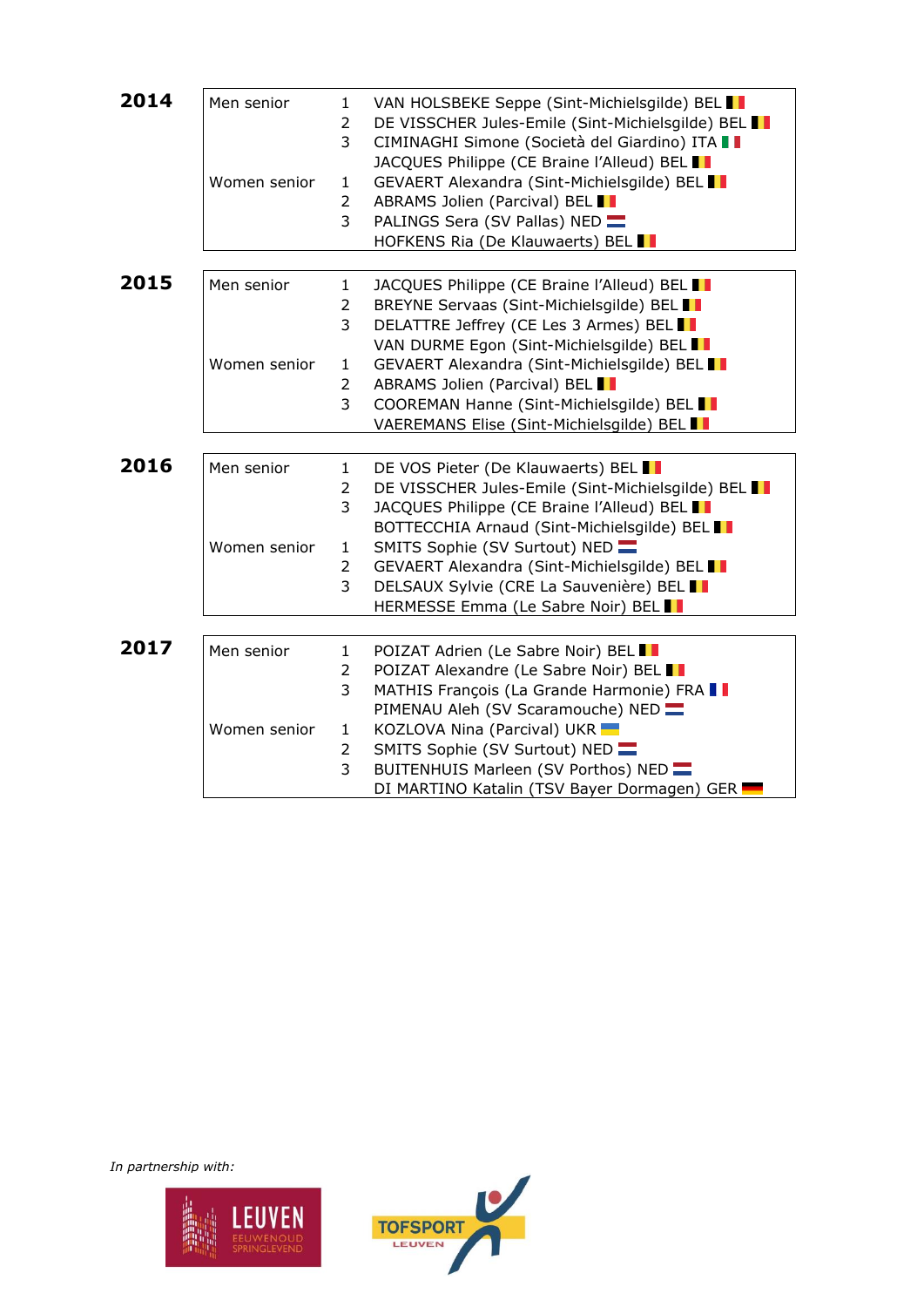## 2014

| Category | Place | Name |
|---|---|---|
| Men senior | 1 | VAN HOLSBEKE Seppe (Sint-Michielsgilde) BEL |
| | 2 | DE VISSCHER Jules-Emile (Sint-Michielsgilde) BEL |
| | 3 | CIMINAGHI Simone (Società del Giardino) ITA |
| | | JACQUES Philippe (CE Braine l'Alleud) BEL |
| Women senior | 1 | GEVAERT Alexandra (Sint-Michielsgilde) BEL |
| | 2 | ABRAMS Jolien (Parcival) BEL |
| | 3 | PALINGS Sera (SV Pallas) NED |
| | | HOFKENS Ria (De Klauwaerts) BEL |

## 2015

| Category | Place | Name |
|---|---|---|
| Men senior | 1 | JACQUES Philippe (CE Braine l'Alleud) BEL |
| | 2 | BREYNE Servaas (Sint-Michielsgilde) BEL |
| | 3 | DELATTRE Jeffrey (CE Les 3 Armes) BEL |
| | | VAN DURME Egon (Sint-Michielsgilde) BEL |
| Women senior | 1 | GEVAERT Alexandra (Sint-Michielsgilde) BEL |
| | 2 | ABRAMS Jolien (Parcival) BEL |
| | 3 | COOREMAN Hanne (Sint-Michielsgilde) BEL |
| | | VAEREMANS Elise (Sint-Michielsgilde) BEL |

## 2016

| Category | Place | Name |
|---|---|---|
| Men senior | 1 | DE VOS Pieter (De Klauwaerts) BEL |
| | 2 | DE VISSCHER Jules-Emile (Sint-Michielsgilde) BEL |
| | 3 | JACQUES Philippe (CE Braine l'Alleud) BEL |
| | | BOTTECCHIA Arnaud (Sint-Michielsgilde) BEL |
| Women senior | 1 | SMITS Sophie (SV Surtout) NED |
| | 2 | GEVAERT Alexandra (Sint-Michielsgilde) BEL |
| | 3 | DELSAUX Sylvie (CRE La Sauvenière) BEL |
| | | HERMESSE Emma (Le Sabre Noir) BEL |

## 2017

| Category | Place | Name |
|---|---|---|
| Men senior | 1 | POIZAT Adrien (Le Sabre Noir) BEL |
| | 2 | POIZAT Alexandre (Le Sabre Noir) BEL |
| | 3 | MATHIS François (La Grande Harmonie) FRA |
| | | PIMENAU Aleh (SV Scaramouche) NED |
| Women senior | 1 | KOZLOVA Nina (Parcival) UKR |
| | 2 | SMITS Sophie (SV Surtout) NED |
| | 3 | BUITENHUIS Marleen (SV Porthos) NED |
| | | DI MARTINO Katalin (TSV Bayer Dormagen) GER |

*In partnership with:*

LEUVEN EEUWENOUD SPRINGLEVEND

TOFSPORT LEUVEN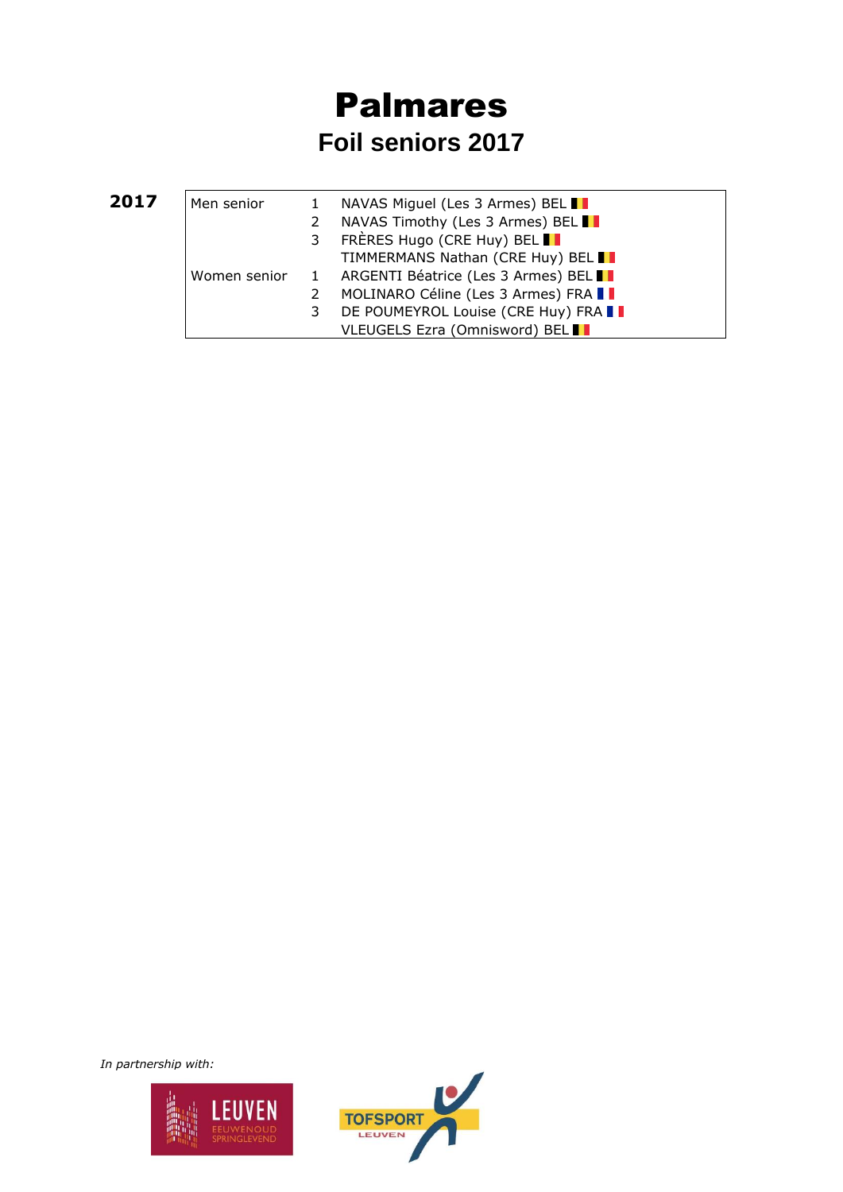# Palmares

## Foil seniors 2017

**2017**

| | | |
|---|---|---|
| Men senior | 1 | NAVAS Miguel (Les 3 Armes) BEL |
| | 2 | NAVAS Timothy (Les 3 Armes) BEL |
| | 3 | FRÈRES Hugo (CRE Huy) BEL |
| | | TIMMERMANS Nathan (CRE Huy) BEL |
| Women senior | 1 | ARGENTI Béatrice (Les 3 Armes) BEL |
| | 2 | MOLINARO Céline (Les 3 Armes) FRA |
| | 3 | DE POUMEYROL Louise (CRE Huy) FRA |
| | | VLEUGELS Ezra (Omnisword) BEL |

*In partnership with:*

LEUVEN EEUWENOUD SPRINGLEVEND

TOFSPORT LEUVEN